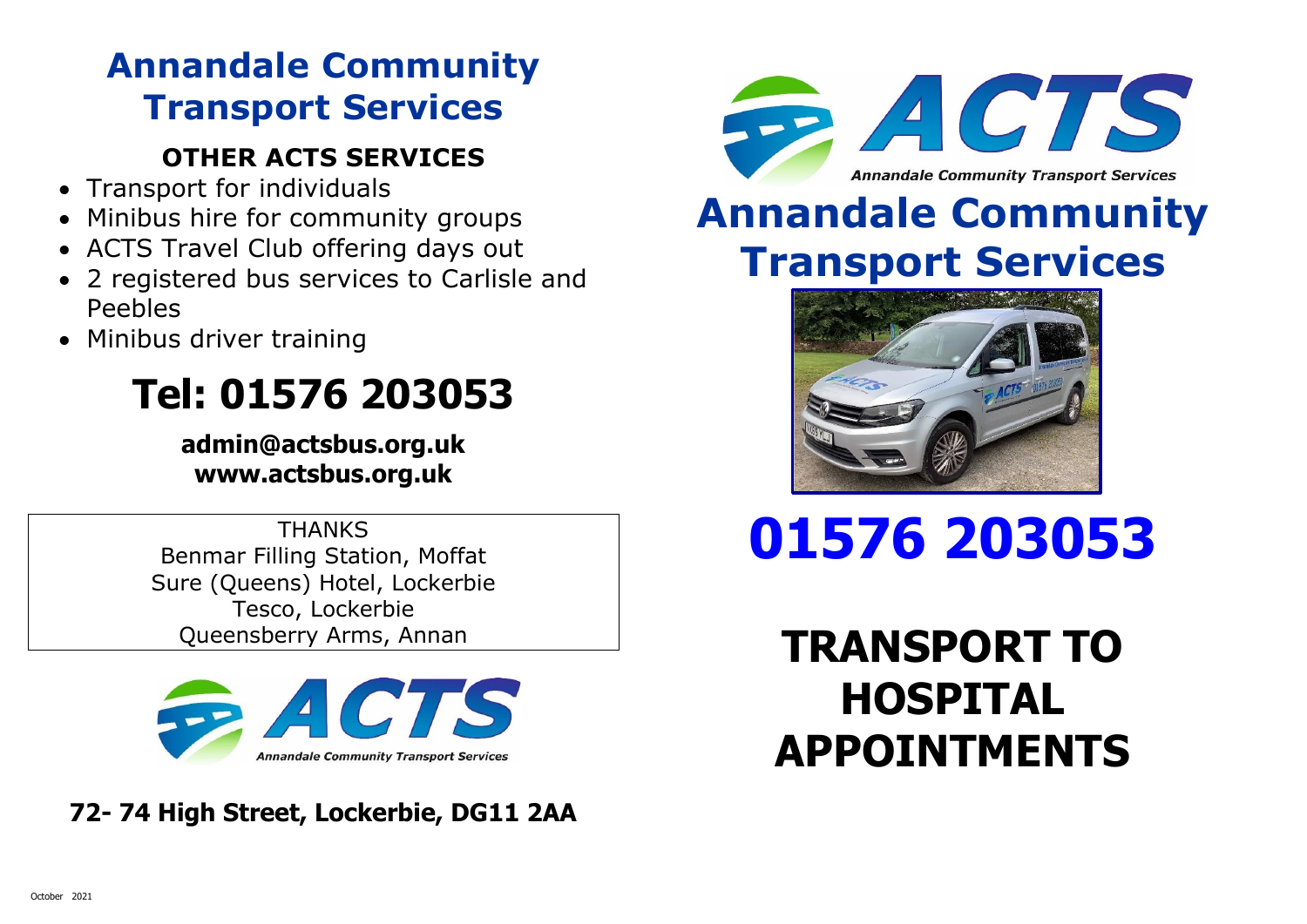# Annandale Community Transport Services

## OTHER ACTS SERVICES

- Transport for individuals
- Minibus hire for community groups
- ACTS Travel Club offering days out
- 2 registered bus services to Carlisle and Peebles
- Minibus driver training

## Tel: 01576 203053

**admin@actsbus.org.uk**
**www.actsbus.org.uk**

THANKS
Benmar Filling Station, Moffat
Sure (Queens) Hotel, Lockerbie
Tesco, Lockerbie
Queensberry Arms, Annan

ACTS
*Annandale Community Transport Services*

**72- 74 High Street, Lockerbie, DG11 2AA**

October 2021

ACTS
*Annandale Community Transport Services*

# Annandale Community Transport Services

# 01576 203053

# TRANSPORT TO HOSPITAL APPOINTMENTS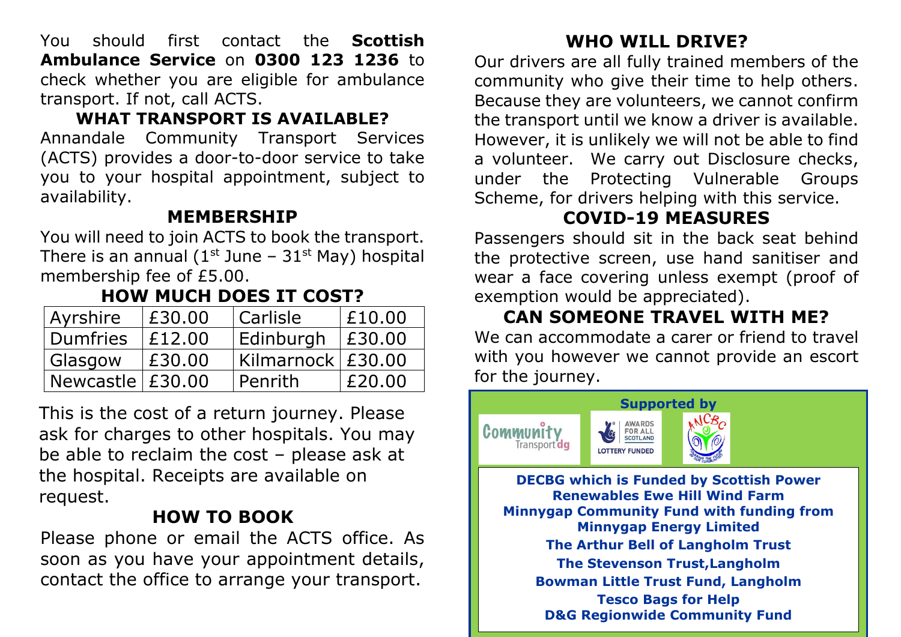You should first contact the **Scottish Ambulance Service** on **0300 123 1236** to check whether you are eligible for ambulance transport. If not, call ACTS.

## WHAT TRANSPORT IS AVAILABLE?

Annandale Community Transport Services (ACTS) provides a door-to-door service to take you to your hospital appointment, subject to availability.

## MEMBERSHIP

You will need to join ACTS to book the transport. There is an annual (1st June – 31st May) hospital membership fee of £5.00.

## HOW MUCH DOES IT COST?

| | | | |
|---|---|---|---|
| Ayrshire | £30.00 | Carlisle | £10.00 |
| Dumfries | £12.00 | Edinburgh | £30.00 |
| Glasgow | £30.00 | Kilmarnock | £30.00 |
| Newcastle | £30.00 | Penrith | £20.00 |

This is the cost of a return journey. Please ask for charges to other hospitals. You may be able to reclaim the cost – please ask at the hospital. Receipts are available on request.

## HOW TO BOOK

Please phone or email the ACTS office. As soon as you have your appointment details, contact the office to arrange your transport.

## WHO WILL DRIVE?

Our drivers are all fully trained members of the community who give their time to help others. Because they are volunteers, we cannot confirm the transport until we know a driver is available. However, it is unlikely we will not be able to find a volunteer. We carry out Disclosure checks, under the Protecting Vulnerable Groups Scheme, for drivers helping with this service.

## COVID-19 MEASURES

Passengers should sit in the back seat behind the protective screen, use hand sanitiser and wear a face covering unless exempt (proof of exemption would be appreciated).

## CAN SOMEONE TRAVEL WITH ME?

We can accommodate a carer or friend to travel with you however we cannot provide an escort for the journey.

**Supported by**

Community Transport dg

AWARDS FOR ALL SCOTLAND — LOTTERY FUNDED

ANCBC

**DECBG which is Funded by Scottish Power Renewables Ewe Hill Wind Farm**

**Minnygap Community Fund with funding from Minnygap Energy Limited**

**The Arthur Bell of Langholm Trust**

**The Stevenson Trust,Langholm**

**Bowman Little Trust Fund, Langholm**

**Tesco Bags for Help**

**D&G Regionwide Community Fund**